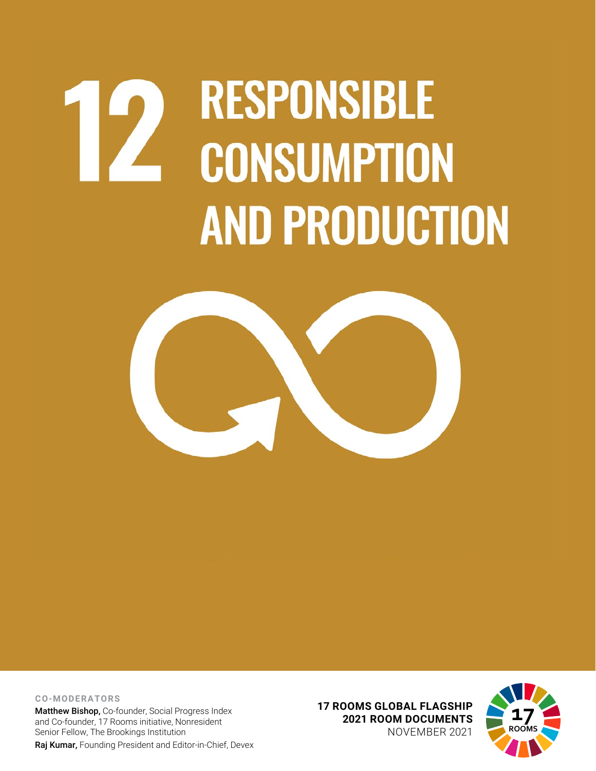# 12 RESPONSIBLE CONSUMPTION AND PRODUCTION

**CO-MODERATORS**

**Matthew Bishop,** Co-founder, Social Progress Index and Co-founder, 17 Rooms initiative, Nonresident Senior Fellow, The Brookings Institution

**Raj Kumar,** Founding President and Editor-in-Chief, Devex

**17 ROOMS GLOBAL FLAGSHIP**
**2021 ROOM DOCUMENTS**
NOVEMBER 2021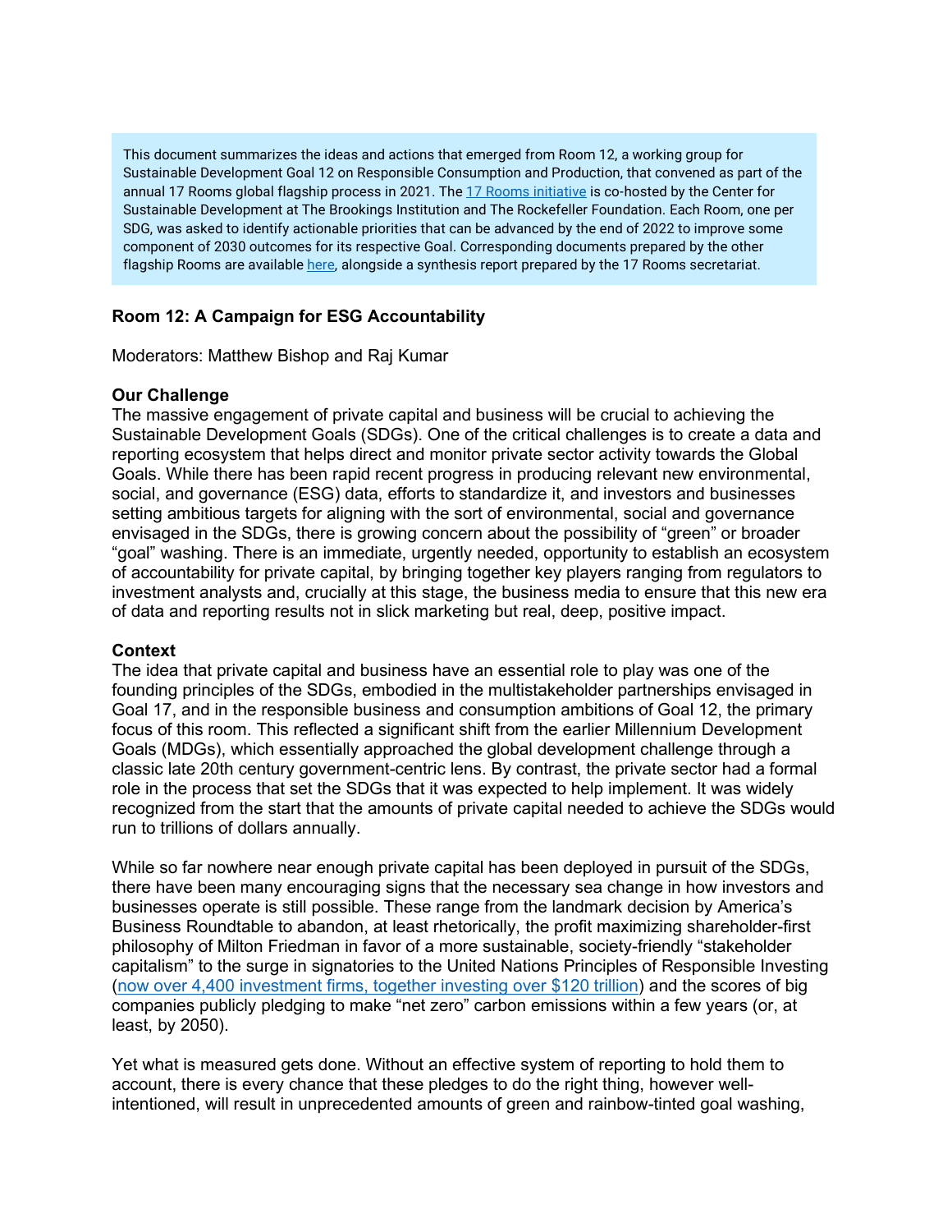This document summarizes the ideas and actions that emerged from Room 12, a working group for Sustainable Development Goal 12 on Responsible Consumption and Production, that convened as part of the annual 17 Rooms global flagship process in 2021. The [17 Rooms initiative](#) is co-hosted by the Center for Sustainable Development at The Brookings Institution and The Rockefeller Foundation. Each Room, one per SDG, was asked to identify actionable priorities that can be advanced by the end of 2022 to improve some component of 2030 outcomes for its respective Goal. Corresponding documents prepared by the other flagship Rooms are available [here](#), alongside a synthesis report prepared by the 17 Rooms secretariat.

## Room 12: A Campaign for ESG Accountability

Moderators: Matthew Bishop and Raj Kumar

### Our Challenge

The massive engagement of private capital and business will be crucial to achieving the Sustainable Development Goals (SDGs). One of the critical challenges is to create a data and reporting ecosystem that helps direct and monitor private sector activity towards the Global Goals. While there has been rapid recent progress in producing relevant new environmental, social, and governance (ESG) data, efforts to standardize it, and investors and businesses setting ambitious targets for aligning with the sort of environmental, social and governance envisaged in the SDGs, there is growing concern about the possibility of "green" or broader "goal" washing. There is an immediate, urgently needed, opportunity to establish an ecosystem of accountability for private capital, by bringing together key players ranging from regulators to investment analysts and, crucially at this stage, the business media to ensure that this new era of data and reporting results not in slick marketing but real, deep, positive impact.

### Context

The idea that private capital and business have an essential role to play was one of the founding principles of the SDGs, embodied in the multistakeholder partnerships envisaged in Goal 17, and in the responsible business and consumption ambitions of Goal 12, the primary focus of this room. This reflected a significant shift from the earlier Millennium Development Goals (MDGs), which essentially approached the global development challenge through a classic late 20th century government-centric lens. By contrast, the private sector had a formal role in the process that set the SDGs that it was expected to help implement. It was widely recognized from the start that the amounts of private capital needed to achieve the SDGs would run to trillions of dollars annually.

While so far nowhere near enough private capital has been deployed in pursuit of the SDGs, there have been many encouraging signs that the necessary sea change in how investors and businesses operate is still possible. These range from the landmark decision by America's Business Roundtable to abandon, at least rhetorically, the profit maximizing shareholder-first philosophy of Milton Friedman in favor of a more sustainable, society-friendly "stakeholder capitalism" to the surge in signatories to the United Nations Principles of Responsible Investing ([now over 4,400 investment firms, together investing over $120 trillion](#)) and the scores of big companies publicly pledging to make "net zero" carbon emissions within a few years (or, at least, by 2050).

Yet what is measured gets done. Without an effective system of reporting to hold them to account, there is every chance that these pledges to do the right thing, however well-intentioned, will result in unprecedented amounts of green and rainbow-tinted goal washing,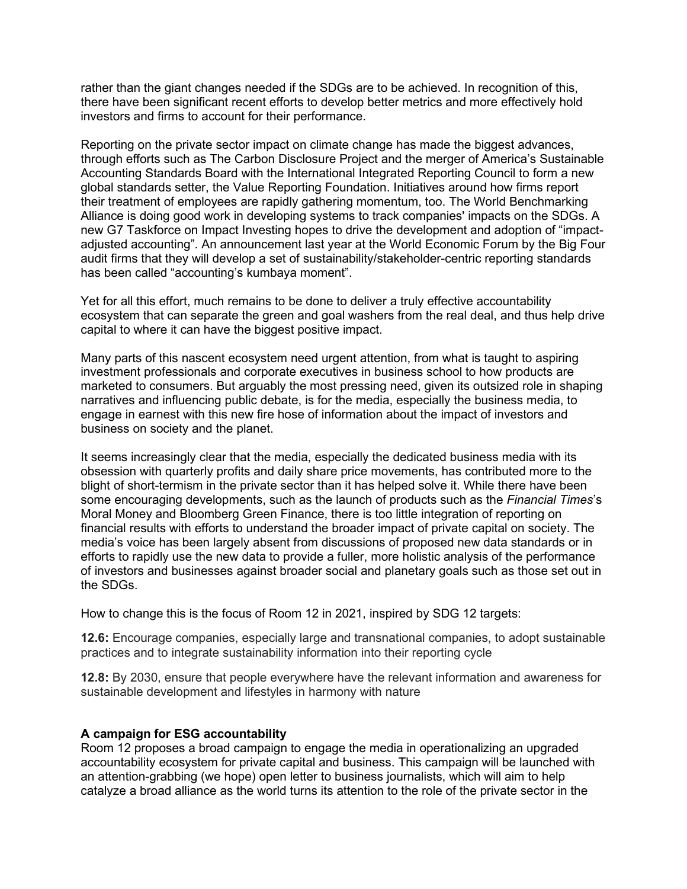rather than the giant changes needed if the SDGs are to be achieved. In recognition of this, there have been significant recent efforts to develop better metrics and more effectively hold investors and firms to account for their performance.

Reporting on the private sector impact on climate change has made the biggest advances, through efforts such as The Carbon Disclosure Project and the merger of America's Sustainable Accounting Standards Board with the International Integrated Reporting Council to form a new global standards setter, the Value Reporting Foundation. Initiatives around how firms report their treatment of employees are rapidly gathering momentum, too. The World Benchmarking Alliance is doing good work in developing systems to track companies' impacts on the SDGs. A new G7 Taskforce on Impact Investing hopes to drive the development and adoption of "impact-adjusted accounting". An announcement last year at the World Economic Forum by the Big Four audit firms that they will develop a set of sustainability/stakeholder-centric reporting standards has been called "accounting's kumbaya moment".

Yet for all this effort, much remains to be done to deliver a truly effective accountability ecosystem that can separate the green and goal washers from the real deal, and thus help drive capital to where it can have the biggest positive impact.

Many parts of this nascent ecosystem need urgent attention, from what is taught to aspiring investment professionals and corporate executives in business school to how products are marketed to consumers. But arguably the most pressing need, given its outsized role in shaping narratives and influencing public debate, is for the media, especially the business media, to engage in earnest with this new fire hose of information about the impact of investors and business on society and the planet.

It seems increasingly clear that the media, especially the dedicated business media with its obsession with quarterly profits and daily share price movements, has contributed more to the blight of short-termism in the private sector than it has helped solve it. While there have been some encouraging developments, such as the launch of products such as the *Financial Times*'s Moral Money and Bloomberg Green Finance, there is too little integration of reporting on financial results with efforts to understand the broader impact of private capital on society. The media's voice has been largely absent from discussions of proposed new data standards or in efforts to rapidly use the new data to provide a fuller, more holistic analysis of the performance of investors and businesses against broader social and planetary goals such as those set out in the SDGs.

How to change this is the focus of Room 12 in 2021, inspired by SDG 12 targets:

**12.6:** Encourage companies, especially large and transnational companies, to adopt sustainable practices and to integrate sustainability information into their reporting cycle

**12.8:** By 2030, ensure that people everywhere have the relevant information and awareness for sustainable development and lifestyles in harmony with nature

**A campaign for ESG accountability**

Room 12 proposes a broad campaign to engage the media in operationalizing an upgraded accountability ecosystem for private capital and business. This campaign will be launched with an attention-grabbing (we hope) open letter to business journalists, which will aim to help catalyze a broad alliance as the world turns its attention to the role of the private sector in the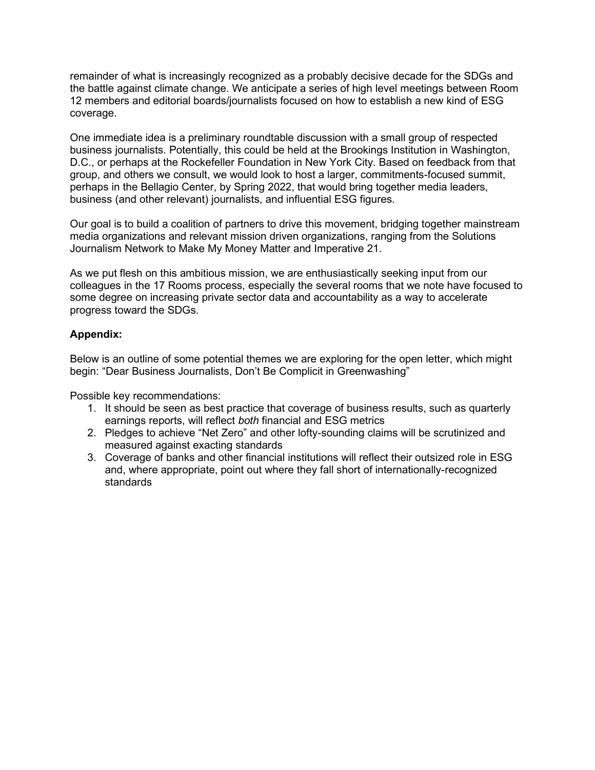remainder of what is increasingly recognized as a probably decisive decade for the SDGs and the battle against climate change. We anticipate a series of high level meetings between Room 12 members and editorial boards/journalists focused on how to establish a new kind of ESG coverage.

One immediate idea is a preliminary roundtable discussion with a small group of respected business journalists. Potentially, this could be held at the Brookings Institution in Washington, D.C., or perhaps at the Rockefeller Foundation in New York City. Based on feedback from that group, and others we consult, we would look to host a larger, commitments-focused summit, perhaps in the Bellagio Center, by Spring 2022, that would bring together media leaders, business (and other relevant) journalists, and influential ESG figures.

Our goal is to build a coalition of partners to drive this movement, bridging together mainstream media organizations and relevant mission driven organizations, ranging from the Solutions Journalism Network to Make My Money Matter and Imperative 21.

As we put flesh on this ambitious mission, we are enthusiastically seeking input from our colleagues in the 17 Rooms process, especially the several rooms that we note have focused to some degree on increasing private sector data and accountability as a way to accelerate progress toward the SDGs.

**Appendix:**

Below is an outline of some potential themes we are exploring for the open letter, which might begin: "Dear Business Journalists, Don't Be Complicit in Greenwashing"

Possible key recommendations:

1. It should be seen as best practice that coverage of business results, such as quarterly earnings reports, will reflect *both* financial and ESG metrics
2. Pledges to achieve "Net Zero" and other lofty-sounding claims will be scrutinized and measured against exacting standards
3. Coverage of banks and other financial institutions will reflect their outsized role in ESG and, where appropriate, point out where they fall short of internationally-recognized standards